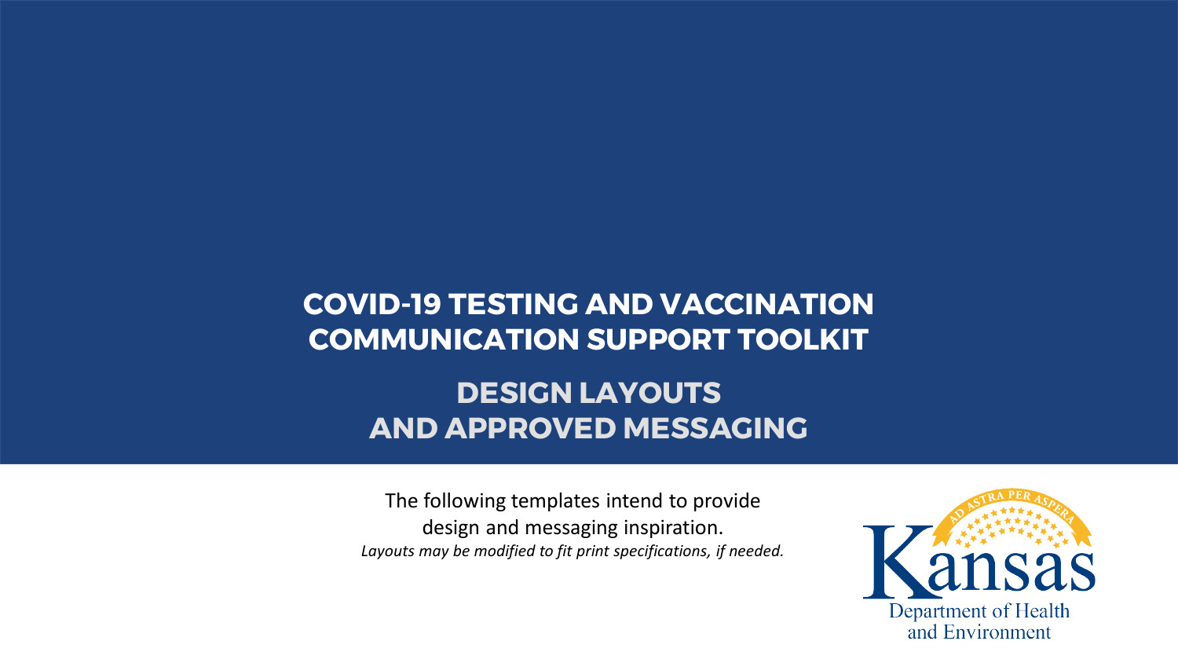# COVID-19 TESTING AND VACCINATION COMMUNICATION SUPPORT TOOLKIT

## DESIGN LAYOUTS AND APPROVED MESSAGING

The following templates intend to provide design and messaging inspiration.

*Layouts may be modified to fit print specifications, if needed.*

AD ASTRA PER ASPERA

Kansas

Department of Health and Environment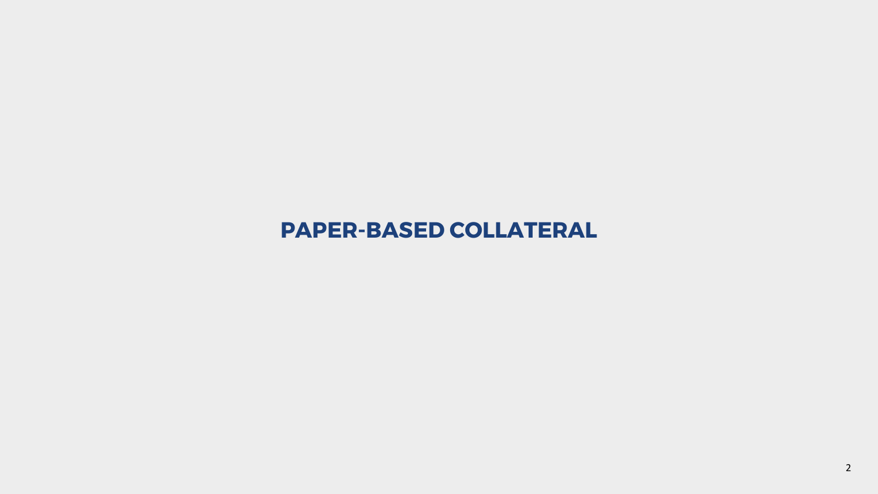# PAPER-BASED COLLATERAL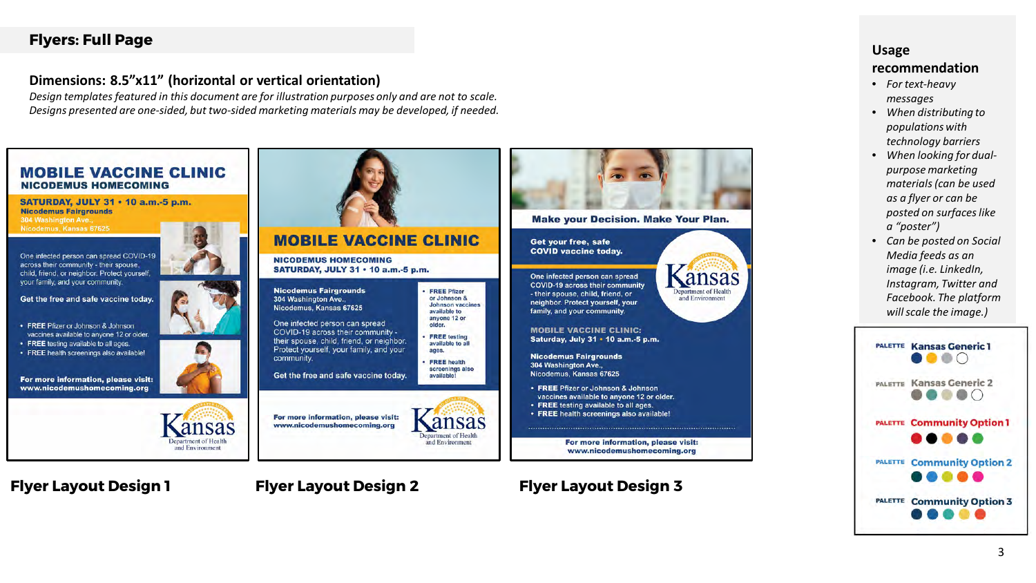## Flyers: Full Page

### Dimensions: 8.5"x11" (horizontal or vertical orientation)

*Design templates featured in this document are for illustration purposes only and are not to scale.*
*Designs presented are one-sided, but two-sided marketing materials may be developed, if needed.*

**MOBILE VACCINE CLINIC**
**NICODEMUS HOMECOMING**

**SATURDAY, JULY 31 • 10 a.m.-5 p.m.**
**Nicodemus Fairgrounds**
304 Washington Ave.,
Nicodemus, Kansas 67625

One infected person can spread COVID-19 across their community - their spouse, child, friend, or neighbor. Protect yourself, your family, and your community.

**Get the free and safe vaccine today.**

- **FREE** Pfizer or Johnson & Johnson vaccines available to anyone 12 or older.
- **FREE** testing available to all ages.
- **FREE** health screenings also available!

**For more information, please visit:**
**www.nicodemushomecoming.org**

Kansas Department of Health and Environment

**Flyer Layout Design 1**

**MOBILE VACCINE CLINIC**

**NICODEMUS HOMECOMING**
**SATURDAY, JULY 31 • 10 a.m.-5 p.m.**

**Nicodemus Fairgrounds**
304 Washington Ave.,
Nicodemus, Kansas 67625

One infected person can spread COVID-19 across their community - their spouse, child, friend, or neighbor. Protect yourself, your family, and your community.

Get the free and safe vaccine today.

- **FREE** Pfizer or Johnson & Johnson vaccines available to anyone 12 or older.
- **FREE** testing available to all ages.
- **FREE** health screenings also available!

**For more information, please visit:**
**www.nicodemushomecoming.org**

Kansas Department of Health and Environment

**Flyer Layout Design 2**

**Make your Decision. Make Your Plan.**

**Get your free, safe COVID vaccine today.**

One infected person can spread COVID-19 across their community - their spouse, child, friend, or neighbor. Protect yourself, your family, and your community.

**MOBILE VACCINE CLINIC:**
**Saturday, July 31 • 10 a.m.-5 p.m.**

**Nicodemus Fairgrounds**
304 Washington Ave.,
Nicodemus, Kansas 67625

- **FREE** Pfizer or Johnson & Johnson vaccines available to anyone 12 or older.
- **FREE** testing available to all ages.
- **FREE** health screenings also available!

**For more information, please visit:**
**www.nicodemushomecoming.org**

Kansas Department of Health and Environment

**Flyer Layout Design 3**

### Usage recommendation

- *For text-heavy messages*
- *When distributing to populations with technology barriers*
- *When looking for dual-purpose marketing materials (can be used as a flyer or can be posted on surfaces like a "poster")*
- *Can be posted on Social Media feeds as an image (i.e. LinkedIn, Instagram, Twitter and Facebook. The platform will scale the image.)*

PALETTE **Kansas Generic 1**

PALETTE **Kansas Generic 2**

PALETTE **Community Option 1**

PALETTE **Community Option 2**

PALETTE **Community Option 3**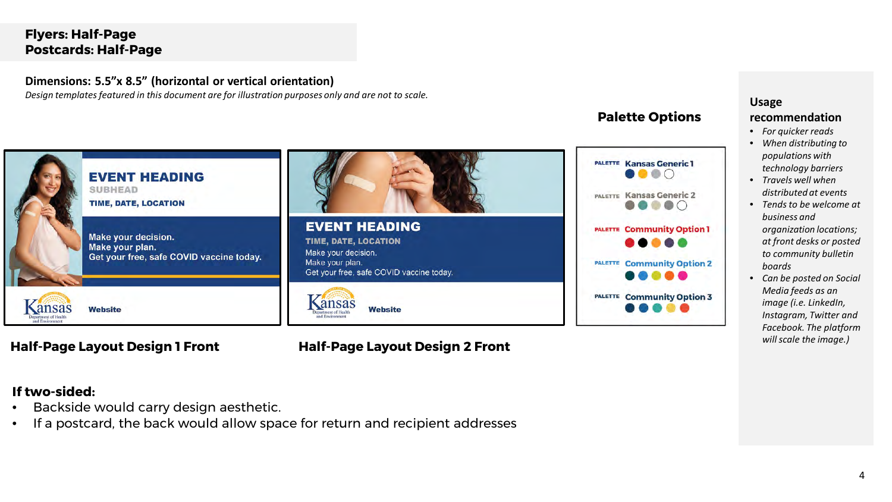## Flyers: Half-Page
## Postcards: Half-Page

**Dimensions: 5.5"x 8.5" (horizontal or vertical orientation)**

*Design templates featured in this document are for illustration purposes only and are not to scale.*

EVENT HEADING
SUBHEAD
TIME, DATE, LOCATION

Make your decision.
Make your plan.
Get your free, safe COVID vaccine today.

Kansas Department of Health and Environment
Website

**Half-Page Layout Design 1 Front**

EVENT HEADING
TIME, DATE, LOCATION
Make your decision.
Make your plan.
Get your free, safe COVID vaccine today.

Kansas Department of Health and Environment
Website

**Half-Page Layout Design 2 Front**

### Palette Options

- PALETTE Kansas Generic 1
- PALETTE Kansas Generic 2
- PALETTE Community Option 1
- PALETTE Community Option 2
- PALETTE Community Option 3

### Usage recommendation

- *For quicker reads*
- *When distributing to populations with technology barriers*
- *Travels well when distributed at events*
- *Tends to be welcome at business and organization locations; at front desks or posted to community bulletin boards*
- *Can be posted on Social Media feeds as an image (i.e. LinkedIn, Instagram, Twitter and Facebook. The platform will scale the image.)*

**If two-sided:**

- Backside would carry design aesthetic.
- If a postcard, the back would allow space for return and recipient addresses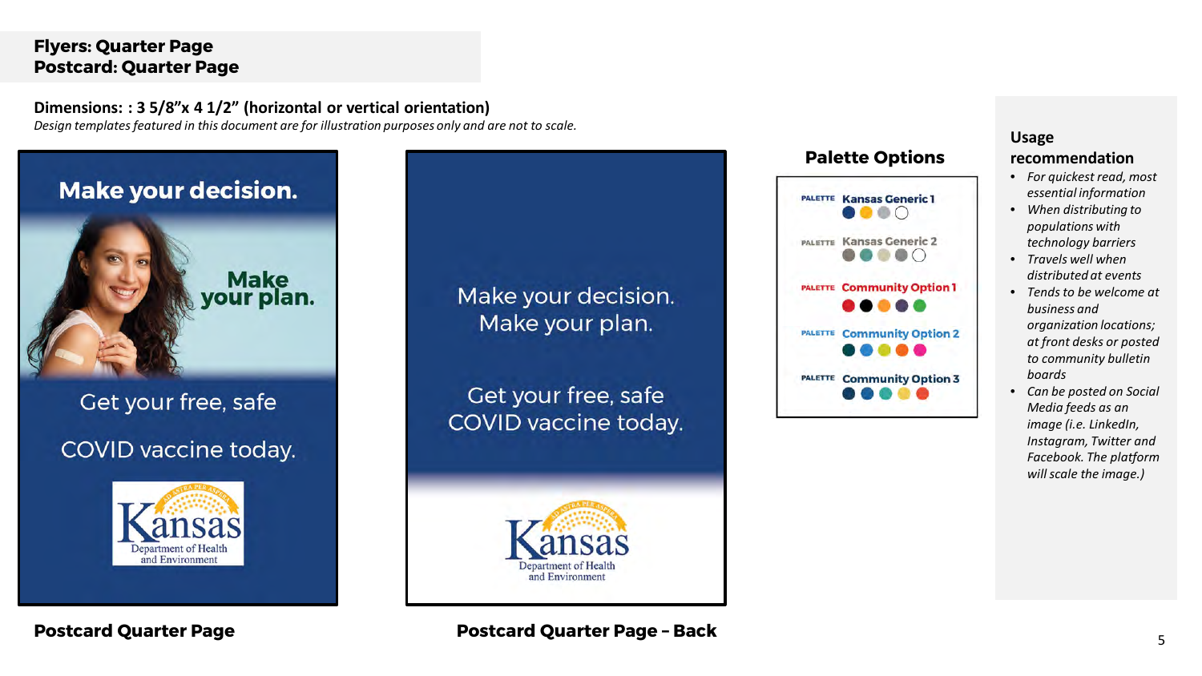**Flyers: Quarter Page**
**Postcard: Quarter Page**

**Dimensions: : 3 5/8"x 4 1/2" (horizontal or vertical orientation)**

*Design templates featured in this document are for illustration purposes only and are not to scale.*

Make your decision.

Make your plan.

Get your free, safe COVID vaccine today.

Kansas Department of Health and Environment

**Postcard Quarter Page**

Make your decision. Make your plan.

Get your free, safe COVID vaccine today.

Kansas Department of Health and Environment

**Postcard Quarter Page – Back**

## Palette Options

- PALETTE Kansas Generic 1
- PALETTE Kansas Generic 2
- PALETTE Community Option 1
- PALETTE Community Option 2
- PALETTE Community Option 3

## Usage recommendation

- *For quickest read, most essential information*
- *When distributing to populations with technology barriers*
- *Travels well when distributed at events*
- *Tends to be welcome at business and organization locations; at front desks or posted to community bulletin boards*
- *Can be posted on Social Media feeds as an image (i.e. LinkedIn, Instagram, Twitter and Facebook. The platform will scale the image.)*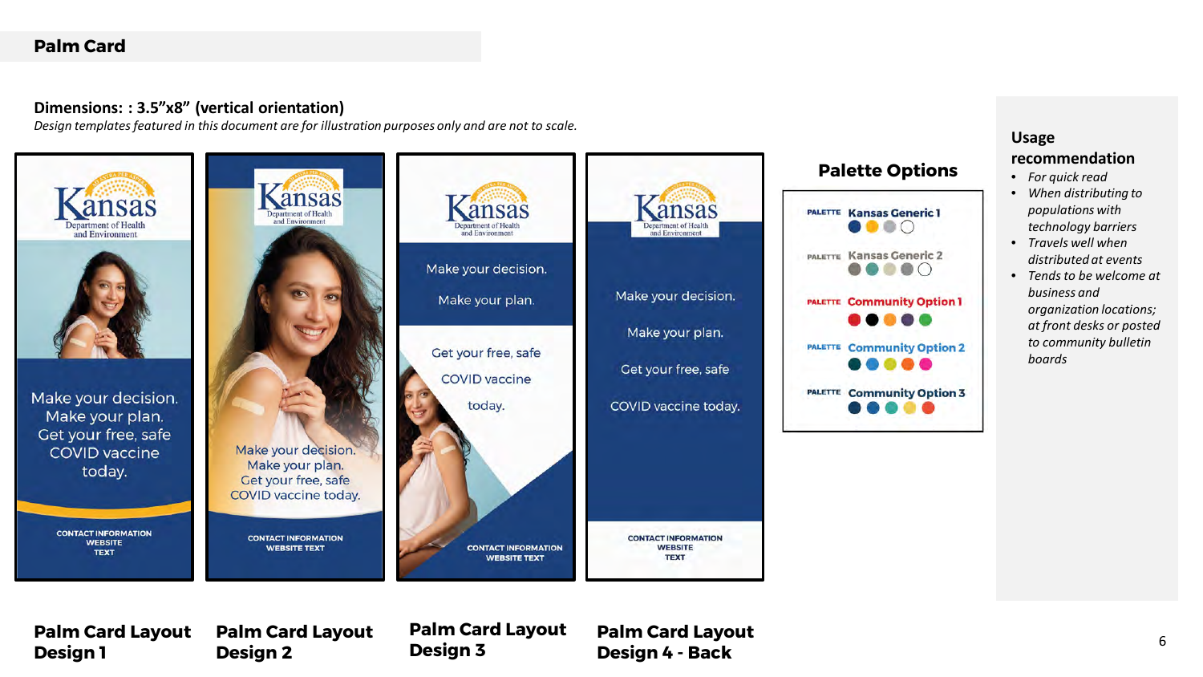## Palm Card

**Dimensions: : 3.5"x8" (vertical orientation)**

*Design templates featured in this document are for illustration purposes only and are not to scale.*

Kansas
Department of Health and Environment

Make your decision.
Make your plan.
Get your free, safe COVID vaccine today.

CONTACT INFORMATION
WEBSITE
TEXT

**Palm Card Layout Design 1**

Kansas
Department of Health and Environment

Make your decision.
Make your plan.
Get your free, safe COVID vaccine today.

CONTACT INFORMATION
WEBSITE TEXT

**Palm Card Layout Design 2**

Kansas
Department of Health and Environment

Make your decision.
Make your plan.
Get your free, safe COVID vaccine today.

CONTACT INFORMATION
WEBSITE TEXT

**Palm Card Layout Design 3**

Kansas
Department of Health and Environment

Make your decision.
Make your plan.
Get your free, safe COVID vaccine today.

CONTACT INFORMATION
WEBSITE
TEXT

**Palm Card Layout Design 4 - Back**

### Palette Options

- PALETTE Kansas Generic 1
- PALETTE Kansas Generic 2
- PALETTE Community Option 1
- PALETTE Community Option 2
- PALETTE Community Option 3

### Usage recommendation

- *For quick read*
- *When distributing to populations with technology barriers*
- *Travels well when distributed at events*
- *Tends to be welcome at business and organization locations; at front desks or posted to community bulletin boards*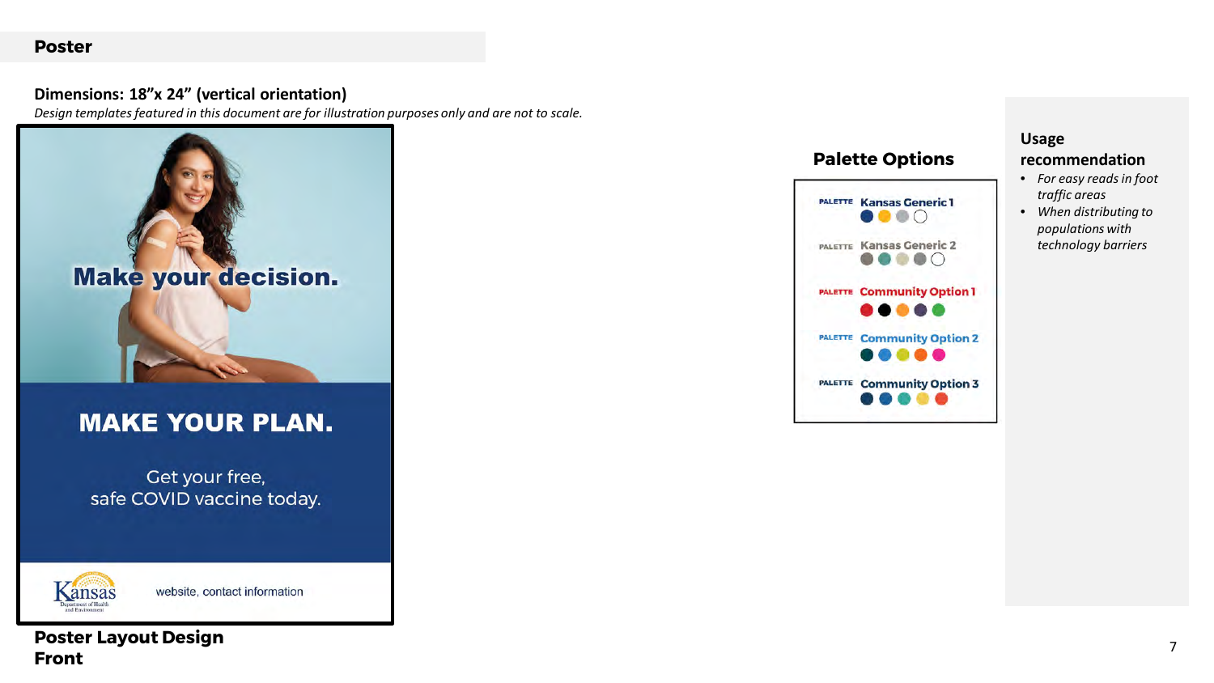## Poster

**Dimensions: 18”x 24” (vertical orientation)**

*Design templates featured in this document are for illustration purposes only and are not to scale.*

Make your decision.

MAKE YOUR PLAN.

Get your free, safe COVID vaccine today.

Kansas Department of Health and Environment

website, contact information

**Poster Layout Design Front**

### Palette Options

PALETTE Kansas Generic 1

PALETTE Kansas Generic 2

PALETTE Community Option 1

PALETTE Community Option 2

PALETTE Community Option 3

### Usage recommendation

- *For easy reads in foot traffic areas*
- *When distributing to populations with technology barriers*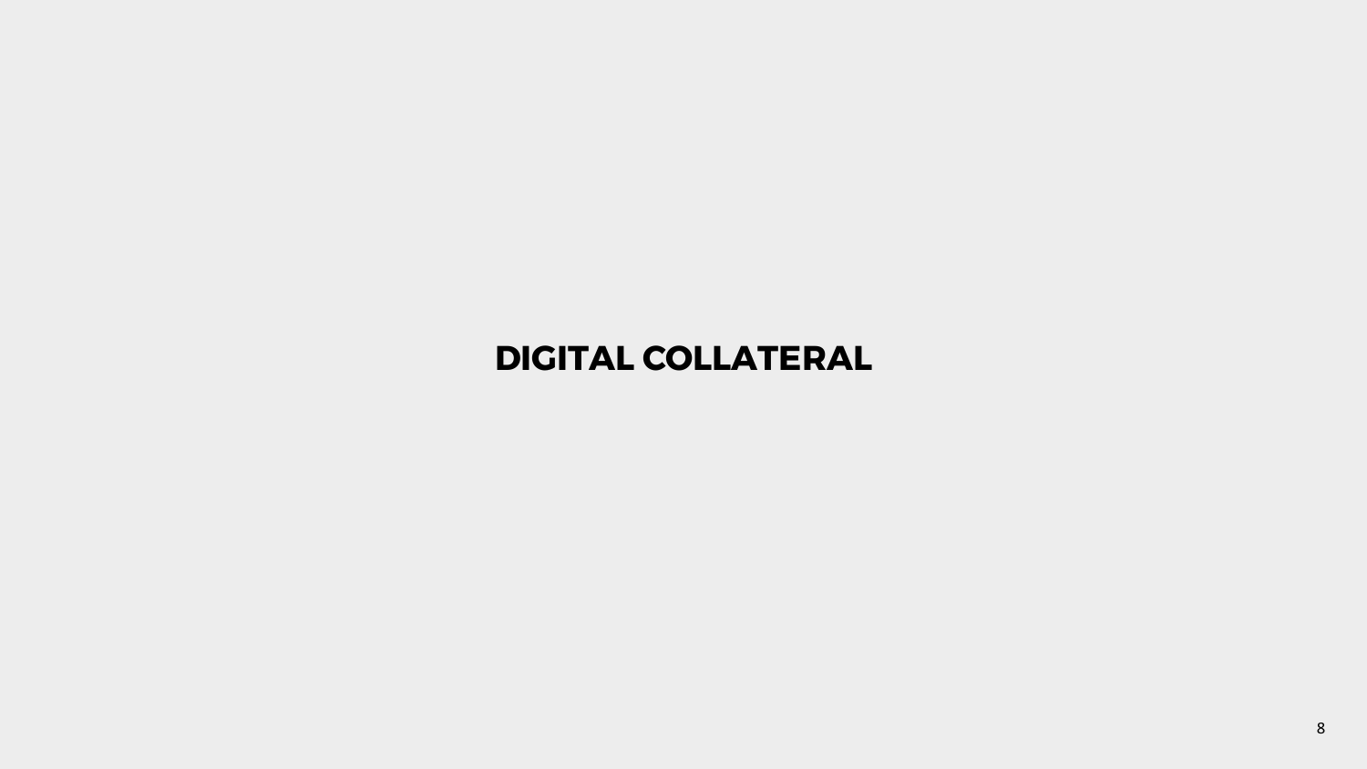# DIGITAL COLLATERAL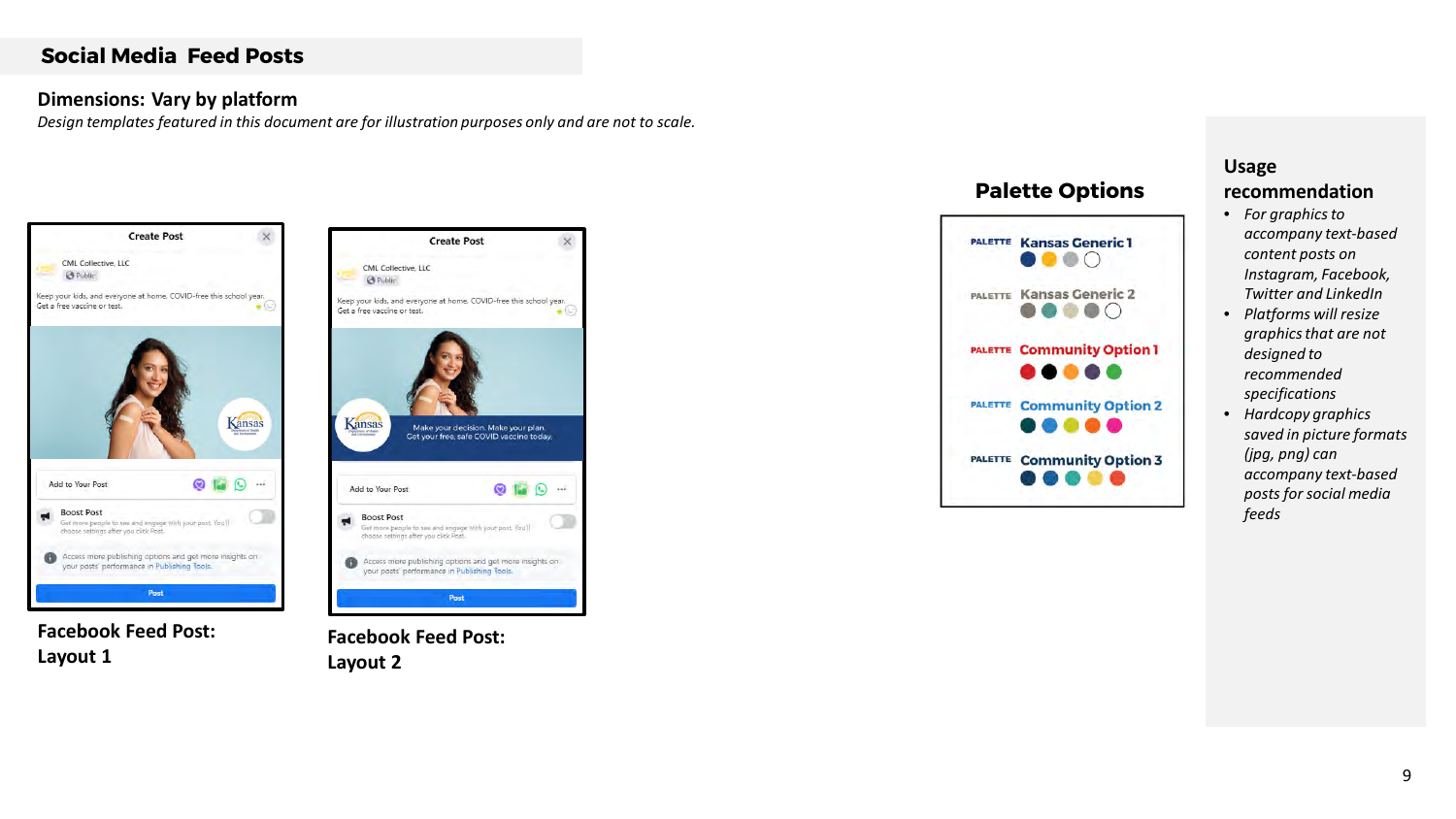## Social Media Feed Posts

### Dimensions: Vary by platform

*Design templates featured in this document are for illustration purposes only and are not to scale.*

**Facebook Feed Post: Layout 1**

**Facebook Feed Post: Layout 2**

### Palette Options

- PALETTE Kansas Generic 1
- PALETTE Kansas Generic 2
- PALETTE Community Option 1
- PALETTE Community Option 2
- PALETTE Community Option 3

### Usage recommendation

- *For graphics to accompany text-based content posts on Instagram, Facebook, Twitter and LinkedIn*
- *Platforms will resize graphics that are not designed to recommended specifications*
- *Hardcopy graphics saved in picture formats (jpg, png) can accompany text-based posts for social media feeds*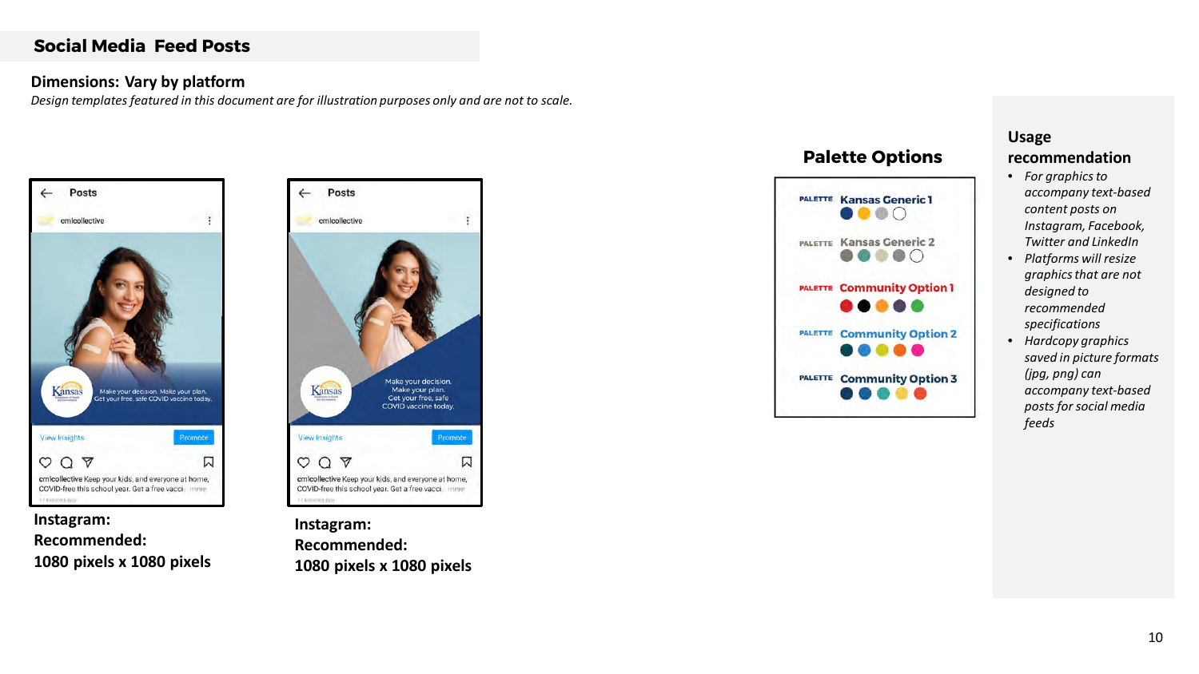## Social Media Feed Posts

**Dimensions: Vary by platform**

*Design templates featured in this document are for illustration purposes only and are not to scale.*

**Instagram:**
**Recommended:**
**1080 pixels x 1080 pixels**

**Instagram:**
**Recommended:**
**1080 pixels x 1080 pixels**

### Palette Options

- PALETTE **Kansas Generic 1**
- PALETTE **Kansas Generic 2**
- PALETTE **Community Option 1**
- PALETTE **Community Option 2**
- PALETTE **Community Option 3**

### Usage recommendation

- *For graphics to accompany text-based content posts on Instagram, Facebook, Twitter and LinkedIn*
- *Platforms will resize graphics that are not designed to recommended specifications*
- *Hardcopy graphics saved in picture formats (jpg, png) can accompany text-based posts for social media feeds*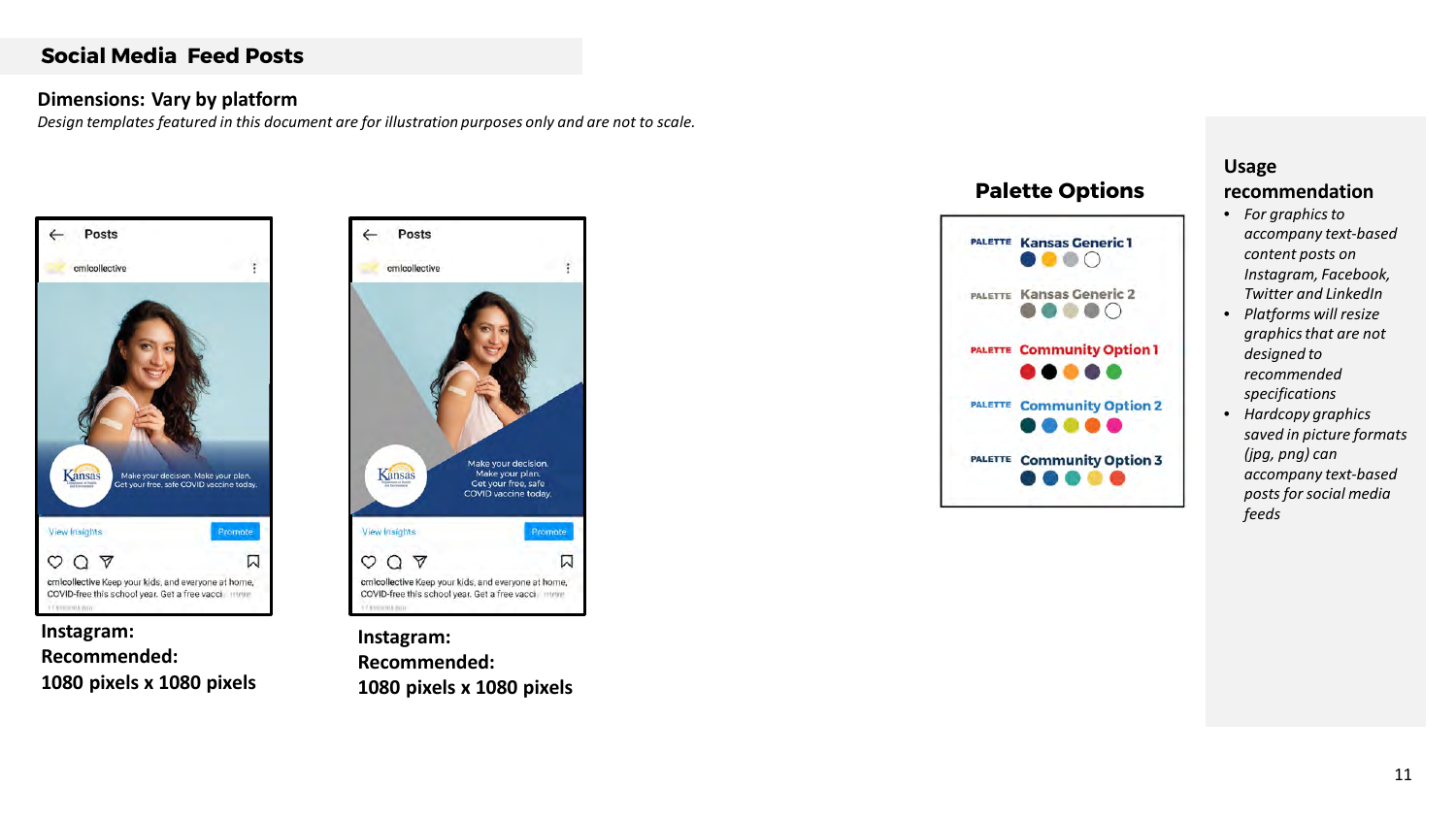## Social Media Feed Posts

**Dimensions: Vary by platform**

*Design templates featured in this document are for illustration purposes only and are not to scale.*

**Instagram:**
**Recommended:**
**1080 pixels x 1080 pixels**

**Instagram:**
**Recommended:**
**1080 pixels x 1080 pixels**

### Palette Options

PALETTE Kansas Generic 1

PALETTE Kansas Generic 2

PALETTE Community Option 1

PALETTE Community Option 2

PALETTE Community Option 3

### Usage recommendation

- *For graphics to accompany text-based content posts on Instagram, Facebook, Twitter and LinkedIn*
- *Platforms will resize graphics that are not designed to recommended specifications*
- *Hardcopy graphics saved in picture formats (jpg, png) can accompany text-based posts for social media feeds*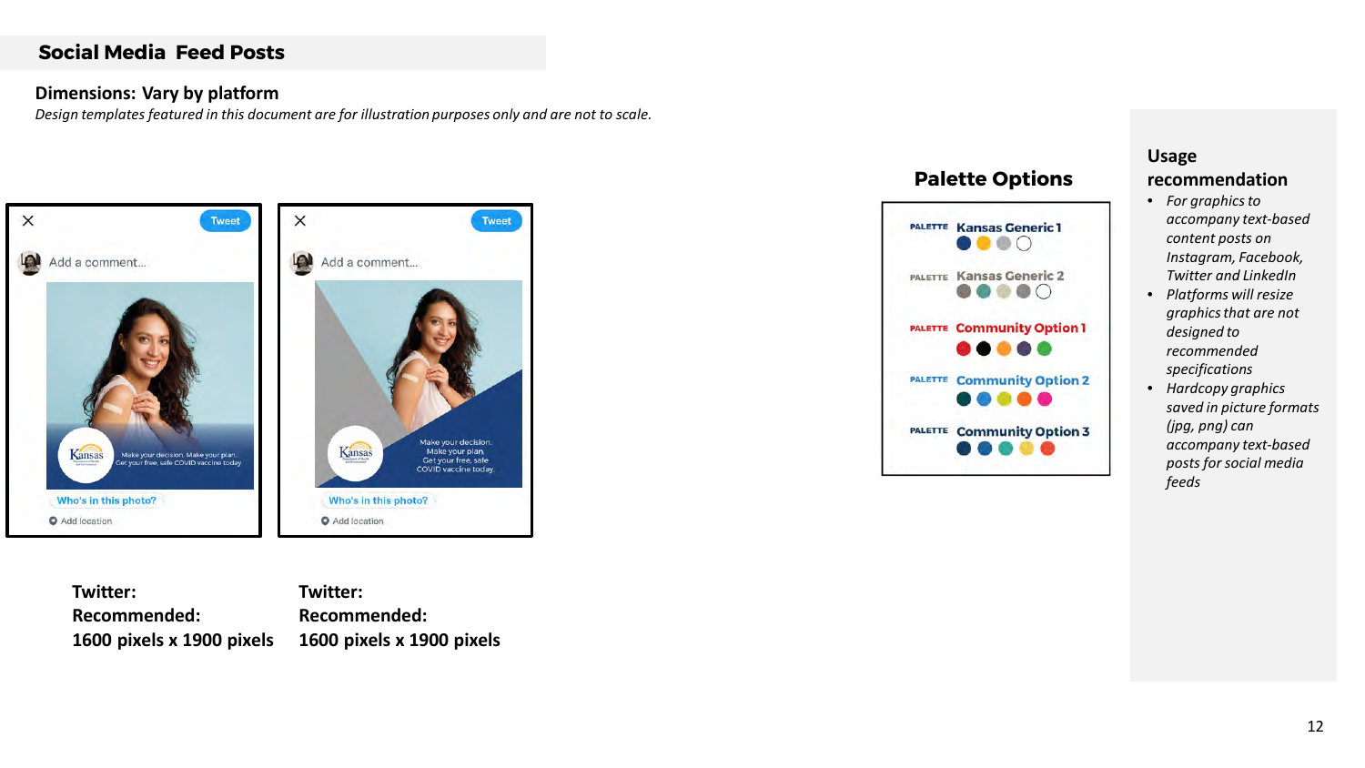## Social Media Feed Posts

**Dimensions: Vary by platform**

*Design templates featured in this document are for illustration purposes only and are not to scale.*

**Twitter:**
**Recommended:**
**1600 pixels x 1900 pixels**

**Twitter:**
**Recommended:**
**1600 pixels x 1900 pixels**

### Palette Options

- PALETTE Kansas Generic 1
- PALETTE Kansas Generic 2
- PALETTE Community Option 1
- PALETTE Community Option 2
- PALETTE Community Option 3

### Usage recommendation

- *For graphics to accompany text-based content posts on Instagram, Facebook, Twitter and LinkedIn*
- *Platforms will resize graphics that are not designed to recommended specifications*
- *Hardcopy graphics saved in picture formats (jpg, png) can accompany text-based posts for social media feeds*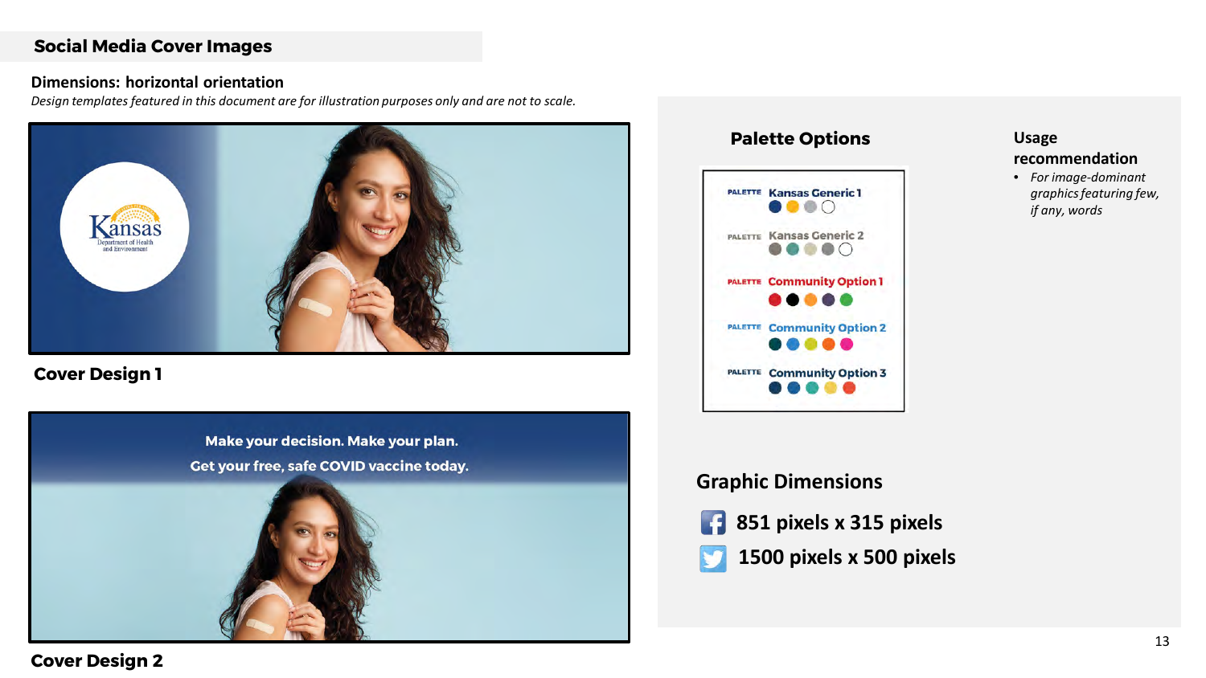## Social Media Cover Images

**Dimensions: horizontal orientation**

*Design templates featured in this document are for illustration purposes only and are not to scale.*

Kansas
Department of Health and Environment

**Cover Design 1**

Make your decision. Make your plan.
Get your free, safe COVID vaccine today.

**Cover Design 2**

### Palette Options

PALETTE **Kansas Generic 1**

PALETTE **Kansas Generic 2**

PALETTE **Community Option 1**

PALETTE **Community Option 2**

PALETTE **Community Option 3**

**Usage recommendation**

- *For image-dominant graphics featuring few, if any, words*

### Graphic Dimensions

**851 pixels x 315 pixels**

**1500 pixels x 500 pixels**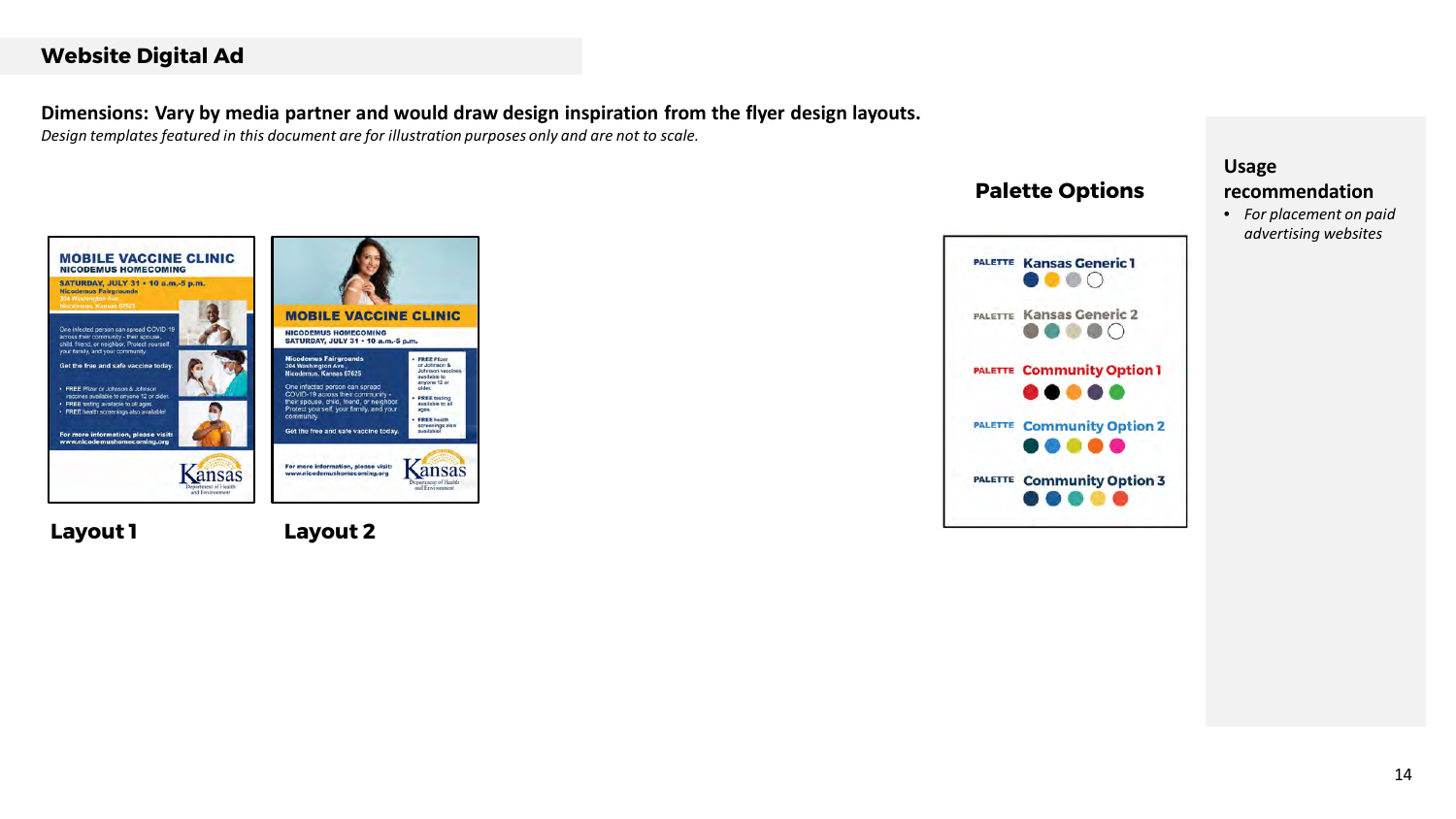## Website Digital Ad

**Dimensions: Vary by media partner and would draw design inspiration from the flyer design layouts.**

*Design templates featured in this document are for illustration purposes only and are not to scale.*

**Layout 1**

**Layout 2**

### Palette Options

- PALETTE **Kansas Generic 1**
- PALETTE **Kansas Generic 2**
- PALETTE **Community Option 1**
- PALETTE **Community Option 2**
- PALETTE **Community Option 3**

### Usage recommendation

- *For placement on paid advertising websites*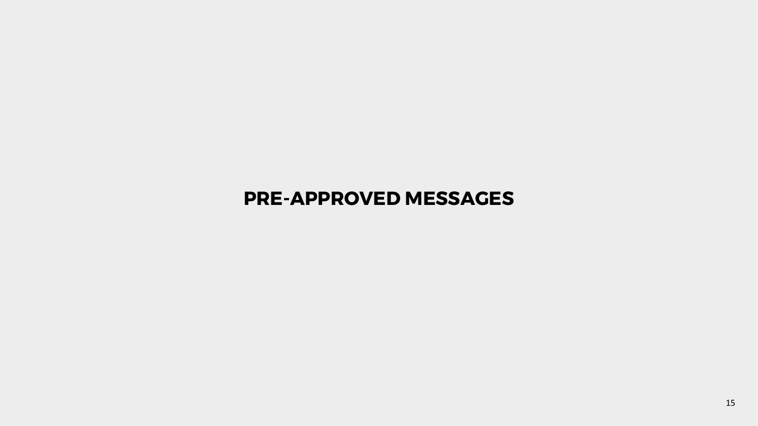# PRE-APPROVED MESSAGES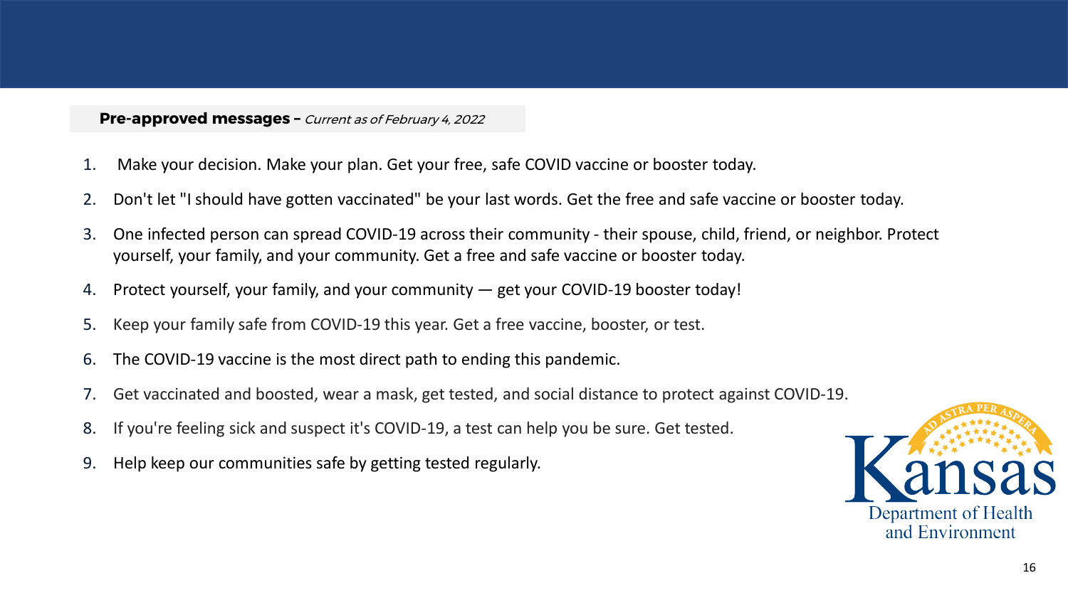**Pre-approved messages –** *Current as of February 4, 2022*

1. Make your decision. Make your plan. Get your free, safe COVID vaccine or booster today.
2. Don't let "I should have gotten vaccinated" be your last words. Get the free and safe vaccine or booster today.
3. One infected person can spread COVID-19 across their community - their spouse, child, friend, or neighbor. Protect yourself, your family, and your community. Get a free and safe vaccine or booster today.
4. Protect yourself, your family, and your community — get your COVID-19 booster today!
5. Keep your family safe from COVID-19 this year. Get a free vaccine, booster, or test.
6. The COVID-19 vaccine is the most direct path to ending this pandemic.
7. Get vaccinated and boosted, wear a mask, get tested, and social distance to protect against COVID-19.
8. If you're feeling sick and suspect it's COVID-19, a test can help you be sure. Get tested.
9. Help keep our communities safe by getting tested regularly.

Kansas Department of Health and Environment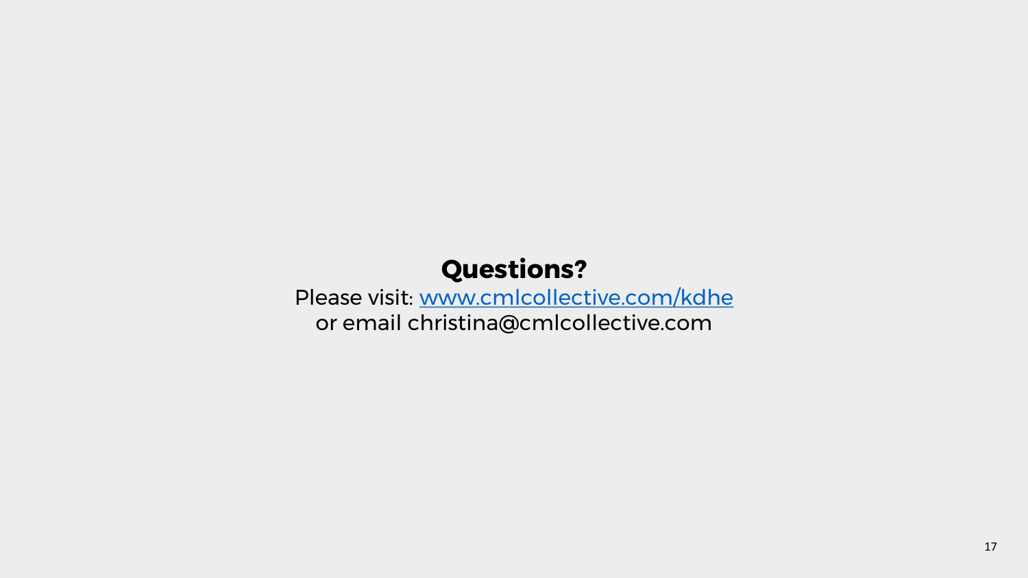**Questions?**

Please visit: [www.cmlcollective.com/kdhe](http://www.cmlcollective.com/kdhe)

or email christina@cmlcollective.com